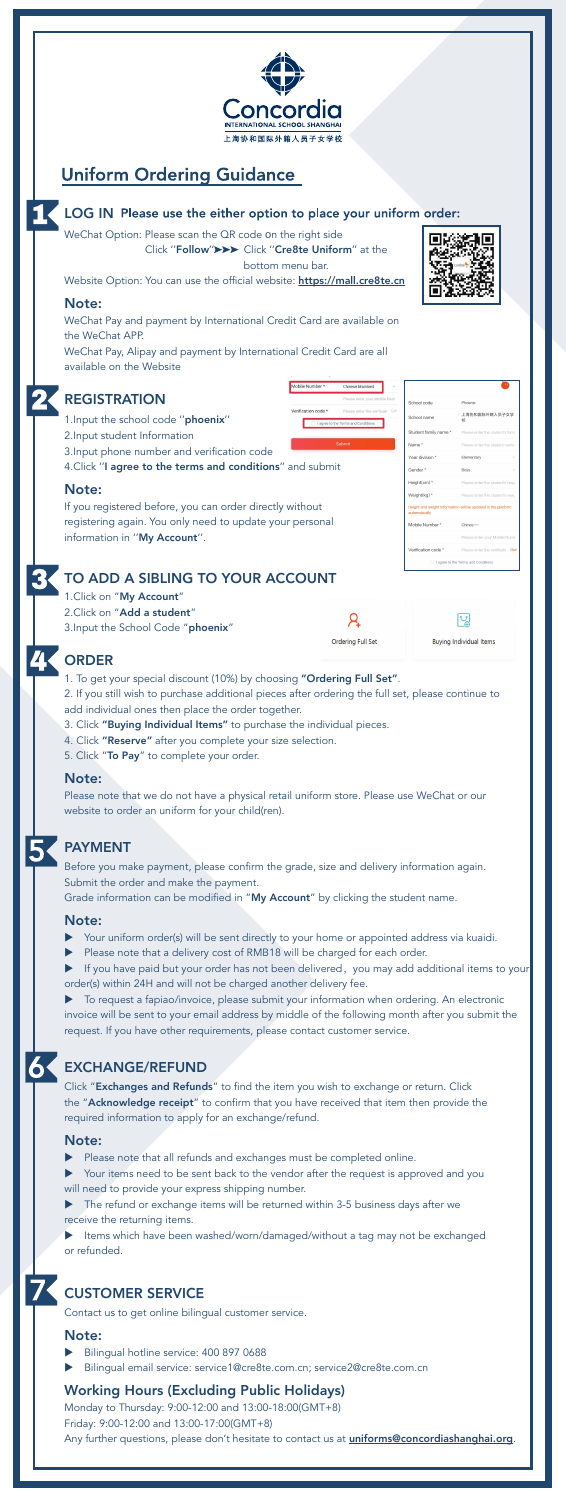Concordia
INTERNATIONAL SCHOOL SHANGHAI
上海协和国际外籍人员子女学校

# Uniform Ordering Guidance

## 1 LOG IN Please use the either option to place your uniform order:

WeChat Option: Please scan the QR code on the right side Click "**Follow**"➤➤➤ Click "**Cre8te Uniform**" at the bottom menu bar.

Website Option: You can use the official website: **https://mall.cre8te.cn**

### Note:

WeChat Pay and payment by International Credit Card are available on the WeChat APP.

WeChat Pay, Alipay and payment by International Credit Card are all available on the Website

## 2 REGISTRATION

1.Input the school code "**phoenix**"

2.Input student Information

3.Input phone number and verification code

4.Click "**I agree to the terms and conditions**" and submit

### Note:

If you registered before, you can order directly without registering again. You only need to update your personal information in "**My Account**".

## 3 TO ADD A SIBLING TO YOUR ACCOUNT

1.Click on "**My Account**"

2.Click on "**Add a student**"

3.Input the School Code "**phoenix**"

## 4 ORDER

1. To get your special discount (10%) by choosing **"Ordering Full Set"**.
2. If you still wish to purchase additional pieces after ordering the full set, please continue to add individual ones then place the order together.
3. Click **"Buying Individual Items"** to purchase the individual pieces.
4. Click **"Reserve"** after you complete your size selection.
5. Click "**To Pay**" to complete your order.

### Note:

Please note that we do not have a physical retail uniform store. Please use WeChat or our website to order an uniform for your child(ren).

## 5 PAYMENT

Before you make payment, please confirm the grade, size and delivery information again. Submit the order and make the payment.

Grade information can be modified in "**My Account**" by clicking the student name.

### Note:

- Your uniform order(s) will be sent directly to your home or appointed address via kuaidi.
- Please note that a delivery cost of RMB18 will be charged for each order.
- If you have paid but your order has not been delivered，you may add additional items to your order(s) within 24H and will not be charged another delivery fee.
- To request a fapiao/invoice, please submit your information when ordering. An electronic invoice will be sent to your email address by middle of the following month after you submit the request. If you have other requirements, please contact customer service.

## 6 EXCHANGE/REFUND

Click "**Exchanges and Refunds**" to find the item you wish to exchange or return. Click the "**Acknowledge receipt**" to confirm that you have received that item then provide the required information to apply for an exchange/refund.

### Note:

- Please note that all refunds and exchanges must be completed online.
- Your items need to be sent back to the vendor after the request is approved and you will need to provide your express shipping number.
- The refund or exchange items will be returned within 3-5 business days after we receive the returning items.
- Items which have been washed/worn/damaged/without a tag may not be exchanged or refunded.

## 7 CUSTOMER SERVICE

Contact us to get online bilingual customer service.

### Note:

- Bilingual hotline service: 400 897 0688
- Bilingual email service: service1@cre8te.com.cn; service2@cre8te.com.cn

## Working Hours (Excluding Public Holidays)

Monday to Thursday: 9:00-12:00 and 13:00-18:00(GMT+8)

Friday: 9:00-12:00 and 13:00-17:00(GMT+8)

Any further questions, please don't hesitate to contact us at **uniforms@concordiashanghai.org**.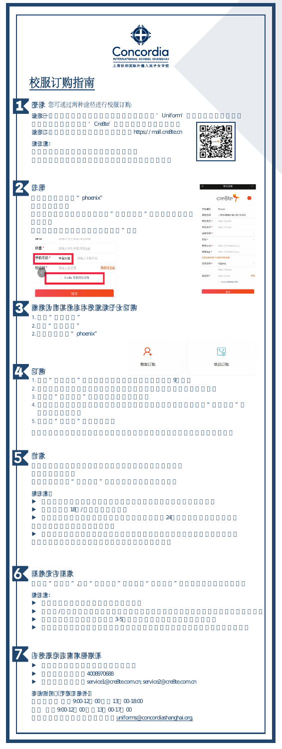Concordia
INTERNATIONAL SCHOOL SHANGHAI
上海协和国际外籍人员子女学校

# 校服订购指南

## 1 登录

您可通过两种途径进行校服订购:

途径一: 'Uniform'

'Cre8te'

途径二: https://mall.cre8te.cn

请注意:

## 2 注册

"phoenix"

" "

"

## 3 登录为家长后选择校服子女订购

1. " "
2. " "
2. " phoenix"

## 4 订购

1. " " 9
2.
3. " "
4. " "
5. " "

## 5 付款

" "

请注意:

- ▶
- ▶ 18 /
- ▶ 24
- ▶

## 6 退换货与退款

" ", " " " "

请注意:

- ▶
- ▶ /
- ▶ 3-5
- ▶

## 7 与校服供应商联系

- ▶
- ▶ 4008970688
- ▶ service1@cre8te.com.cn; service2@cre8te.com.cn

咨询时间(节假日除外)

9:00-12:00 13:00-18:00

9:00-12:00 13:00-17:00

uniforms@concordiashanghai.org